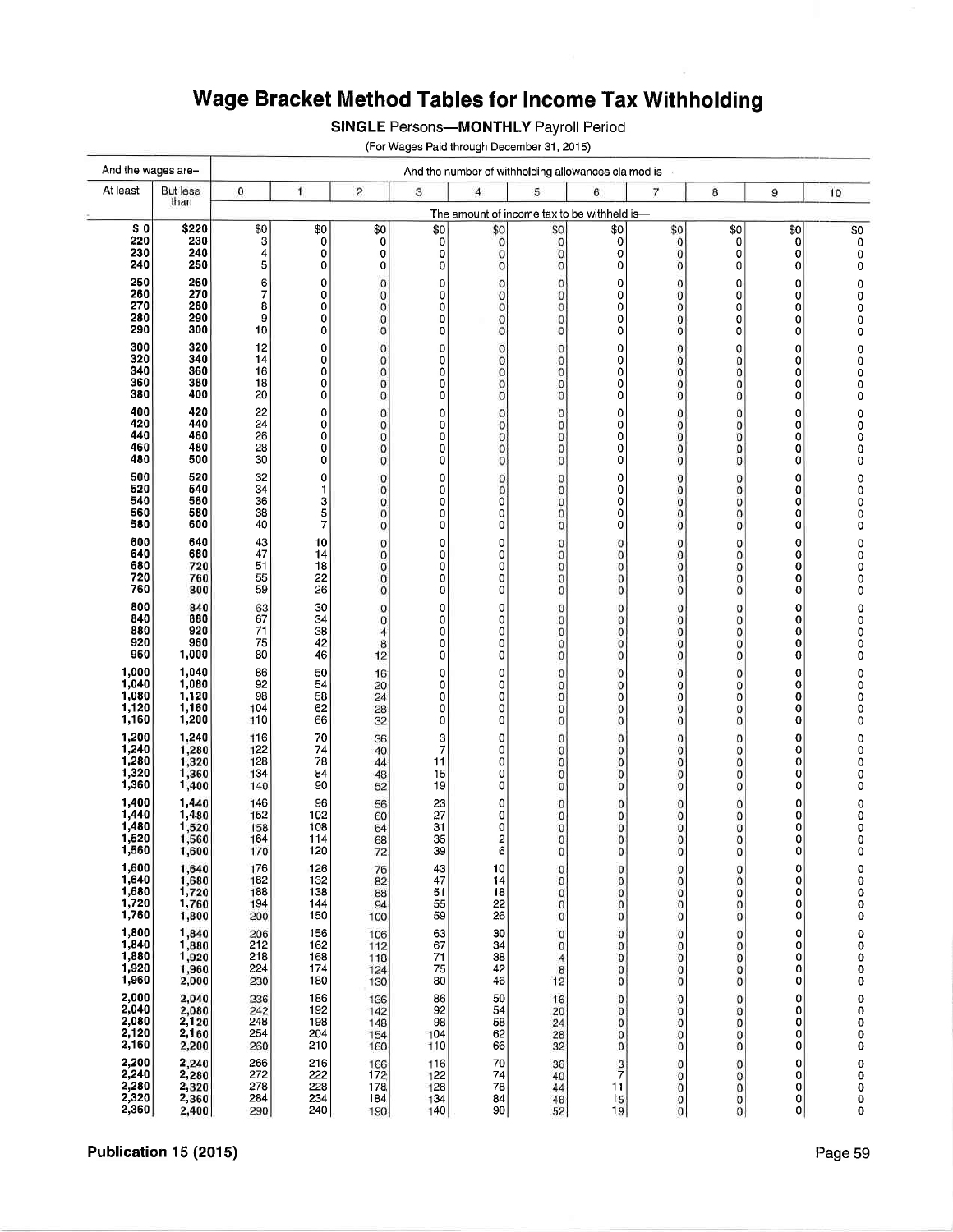# Wage Bracket Method Tables for Income Tax Withholding

**SINGLE Persons—MONTHLY Payroll Period**

(For Wages Paid through December 31, 2015)

| And the wages are– | | And the number of withholding allowances claimed is— | | | | | | | | | | |
|---|---|---|---|---|---|---|---|---|---|---|---|---|
| At least | But less than | 0 | 1 | 2 | 3 | 4 | 5 | 6 | 7 | 8 | 9 | 10 |
| | | The amount of income tax to be withheld is— | | | | | | | | | | |
| $0 | $220 | $0 | $0 | $0 | $0 | $0 | $0 | $0 | $0 | $0 | $0 | $0 |
| 220 | 230 | 3 | 0 | 0 | 0 | 0 | 0 | 0 | 0 | 0 | 0 | 0 |
| 230 | 240 | 4 | 0 | 0 | 0 | 0 | 0 | 0 | 0 | 0 | 0 | 0 |
| 240 | 250 | 5 | 0 | 0 | 0 | 0 | 0 | 0 | 0 | 0 | 0 | 0 |
| 250 | 260 | 6 | 0 | 0 | 0 | 0 | 0 | 0 | 0 | 0 | 0 | 0 |
| 260 | 270 | 7 | 0 | 0 | 0 | 0 | 0 | 0 | 0 | 0 | 0 | 0 |
| 270 | 280 | 8 | 0 | 0 | 0 | 0 | 0 | 0 | 0 | 0 | 0 | 0 |
| 280 | 290 | 9 | 0 | 0 | 0 | 0 | 0 | 0 | 0 | 0 | 0 | 0 |
| 290 | 300 | 10 | 0 | 0 | 0 | 0 | 0 | 0 | 0 | 0 | 0 | 0 |
| 300 | 320 | 12 | 0 | 0 | 0 | 0 | 0 | 0 | 0 | 0 | 0 | 0 |
| 320 | 340 | 14 | 0 | 0 | 0 | 0 | 0 | 0 | 0 | 0 | 0 | 0 |
| 340 | 360 | 16 | 0 | 0 | 0 | 0 | 0 | 0 | 0 | 0 | 0 | 0 |
| 360 | 380 | 18 | 0 | 0 | 0 | 0 | 0 | 0 | 0 | 0 | 0 | 0 |
| 380 | 400 | 20 | 0 | 0 | 0 | 0 | 0 | 0 | 0 | 0 | 0 | 0 |
| 400 | 420 | 22 | 0 | 0 | 0 | 0 | 0 | 0 | 0 | 0 | 0 | 0 |
| 420 | 440 | 24 | 0 | 0 | 0 | 0 | 0 | 0 | 0 | 0 | 0 | 0 |
| 440 | 460 | 26 | 0 | 0 | 0 | 0 | 0 | 0 | 0 | 0 | 0 | 0 |
| 460 | 480 | 28 | 0 | 0 | 0 | 0 | 0 | 0 | 0 | 0 | 0 | 0 |
| 480 | 500 | 30 | 0 | 0 | 0 | 0 | 0 | 0 | 0 | 0 | 0 | 0 |
| 500 | 520 | 32 | 0 | 0 | 0 | 0 | 0 | 0 | 0 | 0 | 0 | 0 |
| 520 | 540 | 34 | 1 | 0 | 0 | 0 | 0 | 0 | 0 | 0 | 0 | 0 |
| 540 | 560 | 36 | 3 | 0 | 0 | 0 | 0 | 0 | 0 | 0 | 0 | 0 |
| 560 | 580 | 38 | 5 | 0 | 0 | 0 | 0 | 0 | 0 | 0 | 0 | 0 |
| 580 | 600 | 40 | 7 | 0 | 0 | 0 | 0 | 0 | 0 | 0 | 0 | 0 |
| 600 | 640 | 43 | 10 | 0 | 0 | 0 | 0 | 0 | 0 | 0 | 0 | 0 |
| 640 | 680 | 47 | 14 | 0 | 0 | 0 | 0 | 0 | 0 | 0 | 0 | 0 |
| 680 | 720 | 51 | 18 | 0 | 0 | 0 | 0 | 0 | 0 | 0 | 0 | 0 |
| 720 | 760 | 55 | 22 | 0 | 0 | 0 | 0 | 0 | 0 | 0 | 0 | 0 |
| 760 | 800 | 59 | 26 | 0 | 0 | 0 | 0 | 0 | 0 | 0 | 0 | 0 |
| 800 | 840 | 63 | 30 | 0 | 0 | 0 | 0 | 0 | 0 | 0 | 0 | 0 |
| 840 | 880 | 67 | 34 | 0 | 0 | 0 | 0 | 0 | 0 | 0 | 0 | 0 |
| 880 | 920 | 71 | 38 | 4 | 0 | 0 | 0 | 0 | 0 | 0 | 0 | 0 |
| 920 | 960 | 75 | 42 | 8 | 0 | 0 | 0 | 0 | 0 | 0 | 0 | 0 |
| 960 | 1,000 | 80 | 46 | 12 | 0 | 0 | 0 | 0 | 0 | 0 | 0 | 0 |
| 1,000 | 1,040 | 86 | 50 | 16 | 0 | 0 | 0 | 0 | 0 | 0 | 0 | 0 |
| 1,040 | 1,080 | 92 | 54 | 20 | 0 | 0 | 0 | 0 | 0 | 0 | 0 | 0 |
| 1,080 | 1,120 | 98 | 58 | 24 | 0 | 0 | 0 | 0 | 0 | 0 | 0 | 0 |
| 1,120 | 1,160 | 104 | 62 | 28 | 0 | 0 | 0 | 0 | 0 | 0 | 0 | 0 |
| 1,160 | 1,200 | 110 | 66 | 32 | 0 | 0 | 0 | 0 | 0 | 0 | 0 | 0 |
| 1,200 | 1,240 | 116 | 70 | 36 | 3 | 0 | 0 | 0 | 0 | 0 | 0 | 0 |
| 1,240 | 1,280 | 122 | 74 | 40 | 7 | 0 | 0 | 0 | 0 | 0 | 0 | 0 |
| 1,280 | 1,320 | 128 | 78 | 44 | 11 | 0 | 0 | 0 | 0 | 0 | 0 | 0 |
| 1,320 | 1,360 | 134 | 84 | 48 | 15 | 0 | 0 | 0 | 0 | 0 | 0 | 0 |
| 1,360 | 1,400 | 140 | 90 | 52 | 19 | 0 | 0 | 0 | 0 | 0 | 0 | 0 |
| 1,400 | 1,440 | 146 | 96 | 56 | 23 | 0 | 0 | 0 | 0 | 0 | 0 | 0 |
| 1,440 | 1,480 | 152 | 102 | 60 | 27 | 0 | 0 | 0 | 0 | 0 | 0 | 0 |
| 1,480 | 1,520 | 158 | 108 | 64 | 31 | 0 | 0 | 0 | 0 | 0 | 0 | 0 |
| 1,520 | 1,560 | 164 | 114 | 68 | 35 | 2 | 0 | 0 | 0 | 0 | 0 | 0 |
| 1,560 | 1,600 | 170 | 120 | 72 | 39 | 6 | 0 | 0 | 0 | 0 | 0 | 0 |
| 1,600 | 1,640 | 176 | 126 | 76 | 43 | 10 | 0 | 0 | 0 | 0 | 0 | 0 |
| 1,640 | 1,680 | 182 | 132 | 82 | 47 | 14 | 0 | 0 | 0 | 0 | 0 | 0 |
| 1,680 | 1,720 | 188 | 138 | 88 | 51 | 18 | 0 | 0 | 0 | 0 | 0 | 0 |
| 1,720 | 1,760 | 194 | 144 | 94 | 55 | 22 | 0 | 0 | 0 | 0 | 0 | 0 |
| 1,760 | 1,800 | 200 | 150 | 100 | 59 | 26 | 0 | 0 | 0 | 0 | 0 | 0 |
| 1,800 | 1,840 | 206 | 156 | 106 | 63 | 30 | 0 | 0 | 0 | 0 | 0 | 0 |
| 1,840 | 1,880 | 212 | 162 | 112 | 67 | 34 | 0 | 0 | 0 | 0 | 0 | 0 |
| 1,880 | 1,920 | 218 | 168 | 118 | 71 | 38 | 4 | 0 | 0 | 0 | 0 | 0 |
| 1,920 | 1,960 | 224 | 174 | 124 | 75 | 42 | 8 | 0 | 0 | 0 | 0 | 0 |
| 1,960 | 2,000 | 230 | 180 | 130 | 80 | 46 | 12 | 0 | 0 | 0 | 0 | 0 |
| 2,000 | 2,040 | 236 | 186 | 136 | 86 | 50 | 16 | 0 | 0 | 0 | 0 | 0 |
| 2,040 | 2,080 | 242 | 192 | 142 | 92 | 54 | 20 | 0 | 0 | 0 | 0 | 0 |
| 2,080 | 2,120 | 248 | 198 | 148 | 98 | 58 | 24 | 0 | 0 | 0 | 0 | 0 |
| 2,120 | 2,160 | 254 | 204 | 154 | 104 | 62 | 28 | 0 | 0 | 0 | 0 | 0 |
| 2,160 | 2,200 | 260 | 210 | 160 | 110 | 66 | 32 | 0 | 0 | 0 | 0 | 0 |
| 2,200 | 2,240 | 266 | 216 | 166 | 116 | 70 | 36 | 3 | 0 | 0 | 0 | 0 |
| 2,240 | 2,280 | 272 | 222 | 172 | 122 | 74 | 40 | 7 | 0 | 0 | 0 | 0 |
| 2,280 | 2,320 | 278 | 228 | 178 | 128 | 78 | 44 | 11 | 0 | 0 | 0 | 0 |
| 2,320 | 2,360 | 284 | 234 | 184 | 134 | 84 | 48 | 15 | 0 | 0 | 0 | 0 |
| 2,360 | 2,400 | 290 | 240 | 190 | 140 | 90 | 52 | 19 | 0 | 0 | 0 | 0 |

**Publication 15 (2015)**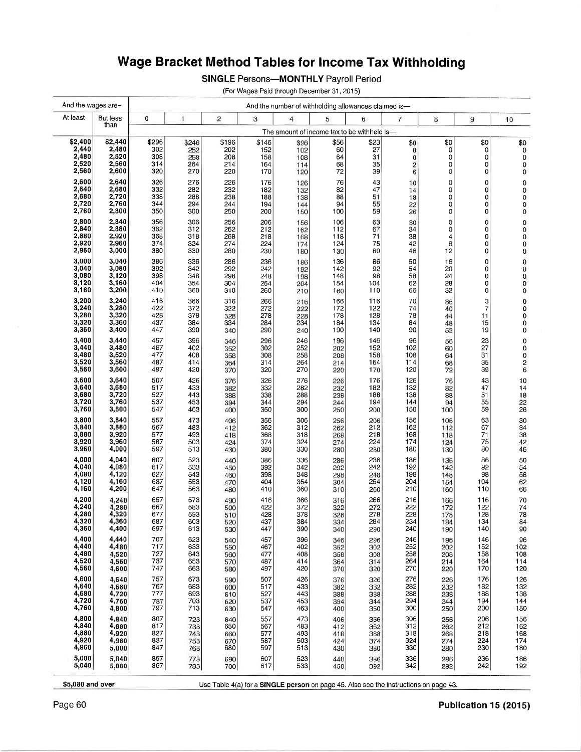# Wage Bracket Method Tables for Income Tax Withholding

**SINGLE Persons—MONTHLY Payroll Period**

(For Wages Paid through December 31, 2015)

| And the wages are– | | And the number of withholding allowances claimed is— | | | | | | | | | | |
|---|---|---|---|---|---|---|---|---|---|---|---|---|
| At least | But less than | 0 | 1 | 2 | 3 | 4 | 5 | 6 | 7 | 8 | 9 | 10 |
| | | The amount of income tax to be withheld is— | | | | | | | | | | |
| $2,400 | $2,440 | $296 | $246 | $196 | $146 | $96 | $56 | $23 | $0 | $0 | $0 | $0 |
| 2,440 | 2,480 | 302 | 252 | 202 | 152 | 102 | 60 | 27 | 0 | 0 | 0 | 0 |
| 2,480 | 2,520 | 308 | 258 | 208 | 158 | 108 | 64 | 31 | 0 | 0 | 0 | 0 |
| 2,520 | 2,560 | 314 | 264 | 214 | 164 | 114 | 68 | 35 | 2 | 0 | 0 | 0 |
| 2,560 | 2,600 | 320 | 270 | 220 | 170 | 120 | 72 | 39 | 6 | 0 | 0 | 0 |
| 2,600 | 2,640 | 326 | 276 | 226 | 176 | 126 | 76 | 43 | 10 | 0 | 0 | 0 |
| 2,640 | 2,680 | 332 | 282 | 232 | 182 | 132 | 82 | 47 | 14 | 0 | 0 | 0 |
| 2,680 | 2,720 | 338 | 288 | 238 | 188 | 138 | 88 | 51 | 18 | 0 | 0 | 0 |
| 2,720 | 2,760 | 344 | 294 | 244 | 194 | 144 | 94 | 55 | 22 | 0 | 0 | 0 |
| 2,760 | 2,800 | 350 | 300 | 250 | 200 | 150 | 100 | 59 | 26 | 0 | 0 | 0 |
| 2,800 | 2,840 | 356 | 306 | 256 | 206 | 156 | 106 | 63 | 30 | 0 | 0 | 0 |
| 2,840 | 2,880 | 362 | 312 | 262 | 212 | 162 | 112 | 67 | 34 | 0 | 0 | 0 |
| 2,880 | 2,920 | 368 | 318 | 268 | 218 | 168 | 118 | 71 | 38 | 4 | 0 | 0 |
| 2,920 | 2,960 | 374 | 324 | 274 | 224 | 174 | 124 | 75 | 42 | 8 | 0 | 0 |
| 2,960 | 3,000 | 380 | 330 | 280 | 230 | 180 | 130 | 80 | 46 | 12 | 0 | 0 |
| 3,000 | 3,040 | 386 | 336 | 286 | 236 | 186 | 136 | 86 | 50 | 16 | 0 | 0 |
| 3,040 | 3,080 | 392 | 342 | 292 | 242 | 192 | 142 | 92 | 54 | 20 | 0 | 0 |
| 3,080 | 3,120 | 398 | 348 | 298 | 248 | 198 | 148 | 98 | 58 | 24 | 0 | 0 |
| 3,120 | 3,160 | 404 | 354 | 304 | 254 | 204 | 154 | 104 | 62 | 28 | 0 | 0 |
| 3,160 | 3,200 | 410 | 360 | 310 | 260 | 210 | 160 | 110 | 66 | 32 | 0 | 0 |
| 3,200 | 3,240 | 416 | 366 | 316 | 266 | 216 | 166 | 116 | 70 | 36 | 3 | 0 |
| 3,240 | 3,280 | 422 | 372 | 322 | 272 | 222 | 172 | 122 | 74 | 40 | 7 | 0 |
| 3,280 | 3,320 | 428 | 378 | 328 | 278 | 228 | 178 | 128 | 78 | 44 | 11 | 0 |
| 3,320 | 3,360 | 437 | 384 | 334 | 284 | 234 | 184 | 134 | 84 | 48 | 15 | 0 |
| 3,360 | 3,400 | 447 | 390 | 340 | 290 | 240 | 190 | 140 | 90 | 52 | 19 | 0 |
| 3,400 | 3,440 | 457 | 396 | 346 | 296 | 246 | 196 | 146 | 96 | 56 | 23 | 0 |
| 3,440 | 3,480 | 467 | 402 | 352 | 302 | 252 | 202 | 152 | 102 | 60 | 27 | 0 |
| 3,480 | 3,520 | 477 | 408 | 358 | 308 | 258 | 208 | 158 | 108 | 64 | 31 | 0 |
| 3,520 | 3,560 | 487 | 414 | 364 | 314 | 264 | 214 | 164 | 114 | 68 | 35 | 2 |
| 3,560 | 3,600 | 497 | 420 | 370 | 320 | 270 | 220 | 170 | 120 | 72 | 39 | 6 |
| 3,600 | 3,640 | 507 | 426 | 376 | 326 | 276 | 226 | 176 | 126 | 76 | 43 | 10 |
| 3,640 | 3,680 | 517 | 433 | 382 | 332 | 282 | 232 | 182 | 132 | 82 | 47 | 14 |
| 3,680 | 3,720 | 527 | 443 | 388 | 338 | 288 | 238 | 188 | 138 | 88 | 51 | 18 |
| 3,720 | 3,760 | 537 | 453 | 394 | 344 | 294 | 244 | 194 | 144 | 94 | 55 | 22 |
| 3,760 | 3,800 | 547 | 463 | 400 | 350 | 300 | 250 | 200 | 150 | 100 | 59 | 26 |
| 3,800 | 3,840 | 557 | 473 | 406 | 356 | 306 | 256 | 206 | 156 | 106 | 63 | 30 |
| 3,840 | 3,880 | 567 | 483 | 412 | 362 | 312 | 262 | 212 | 162 | 112 | 67 | 34 |
| 3,880 | 3,920 | 577 | 493 | 418 | 368 | 318 | 268 | 218 | 168 | 118 | 71 | 38 |
| 3,920 | 3,960 | 587 | 503 | 424 | 374 | 324 | 274 | 224 | 174 | 124 | 75 | 42 |
| 3,960 | 4,000 | 597 | 513 | 430 | 380 | 330 | 280 | 230 | 180 | 130 | 80 | 46 |
| 4,000 | 4,040 | 607 | 523 | 440 | 386 | 336 | 286 | 236 | 186 | 136 | 86 | 50 |
| 4,040 | 4,080 | 617 | 533 | 450 | 392 | 342 | 292 | 242 | 192 | 142 | 92 | 54 |
| 4,080 | 4,120 | 627 | 543 | 460 | 398 | 348 | 298 | 248 | 198 | 148 | 98 | 58 |
| 4,120 | 4,160 | 637 | 553 | 470 | 404 | 354 | 304 | 254 | 204 | 154 | 104 | 62 |
| 4,160 | 4,200 | 647 | 563 | 480 | 410 | 360 | 310 | 260 | 210 | 160 | 110 | 66 |
| 4,200 | 4,240 | 657 | 573 | 490 | 416 | 366 | 316 | 266 | 216 | 166 | 116 | 70 |
| 4,240 | 4,280 | 667 | 583 | 500 | 422 | 372 | 322 | 272 | 222 | 172 | 122 | 74 |
| 4,280 | 4,320 | 677 | 593 | 510 | 428 | 378 | 328 | 278 | 228 | 178 | 128 | 78 |
| 4,320 | 4,360 | 687 | 603 | 520 | 437 | 384 | 334 | 284 | 234 | 184 | 134 | 84 |
| 4,360 | 4,400 | 697 | 613 | 530 | 447 | 390 | 340 | 290 | 240 | 190 | 140 | 90 |
| 4,400 | 4,440 | 707 | 623 | 540 | 457 | 396 | 346 | 296 | 246 | 196 | 146 | 96 |
| 4,440 | 4,480 | 717 | 633 | 550 | 467 | 402 | 352 | 302 | 252 | 202 | 152 | 102 |
| 4,480 | 4,520 | 727 | 643 | 560 | 477 | 408 | 358 | 308 | 258 | 208 | 158 | 108 |
| 4,520 | 4,560 | 737 | 653 | 570 | 487 | 414 | 364 | 314 | 264 | 214 | 164 | 114 |
| 4,560 | 4,600 | 747 | 663 | 580 | 497 | 420 | 370 | 320 | 270 | 220 | 170 | 120 |
| 4,600 | 4,640 | 757 | 673 | 590 | 507 | 426 | 376 | 326 | 276 | 226 | 176 | 126 |
| 4,640 | 4,680 | 767 | 683 | 600 | 517 | 433 | 382 | 332 | 282 | 232 | 182 | 132 |
| 4,680 | 4,720 | 777 | 693 | 610 | 527 | 443 | 388 | 338 | 288 | 238 | 188 | 138 |
| 4,720 | 4,760 | 787 | 703 | 620 | 537 | 453 | 394 | 344 | 294 | 244 | 194 | 144 |
| 4,760 | 4,800 | 797 | 713 | 630 | 547 | 463 | 400 | 350 | 300 | 250 | 200 | 150 |
| 4,800 | 4,840 | 807 | 723 | 640 | 557 | 473 | 406 | 356 | 306 | 256 | 206 | 156 |
| 4,840 | 4,880 | 817 | 733 | 650 | 567 | 483 | 412 | 362 | 312 | 262 | 212 | 162 |
| 4,880 | 4,920 | 827 | 743 | 660 | 577 | 493 | 418 | 368 | 318 | 268 | 218 | 168 |
| 4,920 | 4,960 | 837 | 753 | 670 | 587 | 503 | 424 | 374 | 324 | 274 | 224 | 174 |
| 4,960 | 5,000 | 847 | 763 | 680 | 597 | 513 | 430 | 380 | 330 | 280 | 230 | 180 |
| 5,000 | 5,040 | 857 | 773 | 690 | 607 | 523 | 440 | 386 | 336 | 286 | 236 | 186 |
| 5,040 | 5,080 | 867 | 783 | 700 | 617 | 533 | 450 | 392 | 342 | 292 | 242 | 192 |

**$5,080 and over** — Use Table 4(a) for a **SINGLE person** on page 45. Also see the instructions on page 43.